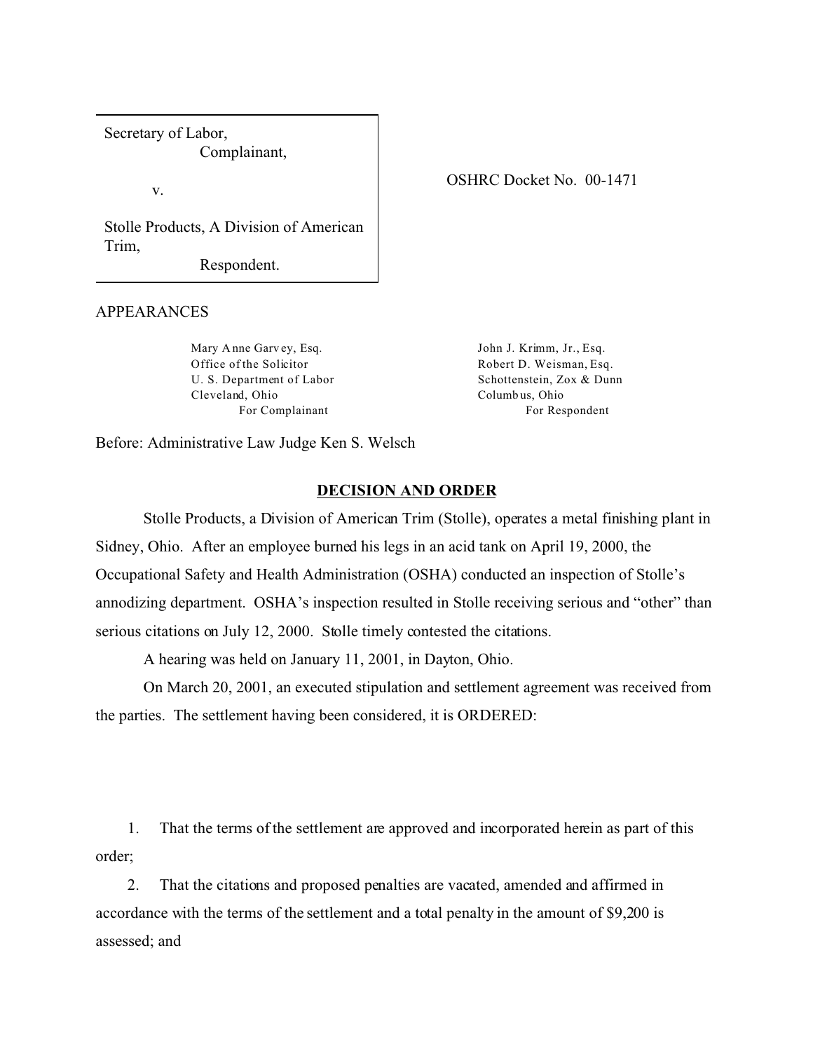Secretary of Labor,
Complainant,

v.

Stolle Products, A Division of American Trim,
Respondent.

OSHRC Docket No. 00-1471

APPEARANCES

Mary Anne Garvey, Esq.
Office of the Solicitor
U. S. Department of Labor
Cleveland, Ohio
For Complainant

John J. Krimm, Jr., Esq.
Robert D. Weisman, Esq.
Schottenstein, Zox & Dunn
Columbus, Ohio
For Respondent

Before: Administrative Law Judge Ken S. Welsch

## DECISION AND ORDER

Stolle Products, a Division of American Trim (Stolle), operates a metal finishing plant in Sidney, Ohio. After an employee burned his legs in an acid tank on April 19, 2000, the Occupational Safety and Health Administration (OSHA) conducted an inspection of Stolle's annodizing department. OSHA's inspection resulted in Stolle receiving serious and "other" than serious citations on July 12, 2000. Stolle timely contested the citations.

A hearing was held on January 11, 2001, in Dayton, Ohio.

On March 20, 2001, an executed stipulation and settlement agreement was received from the parties. The settlement having been considered, it is ORDERED:

1. That the terms of the settlement are approved and incorporated herein as part of this order;
2. That the citations and proposed penalties are vacated, amended and affirmed in accordance with the terms of the settlement and a total penalty in the amount of $9,200 is assessed; and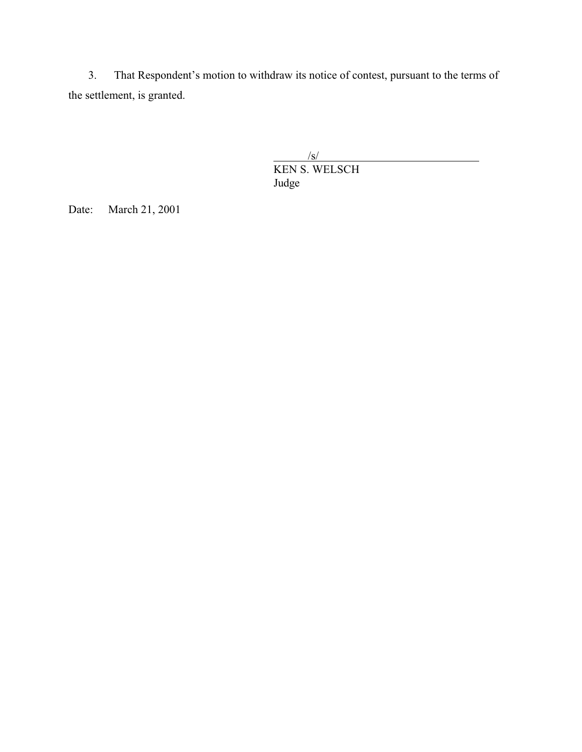3. That Respondent's motion to withdraw its notice of contest, pursuant to the terms of the settlement, is granted.

/s/

KEN S. WELSCH

Judge

Date: March 21, 2001